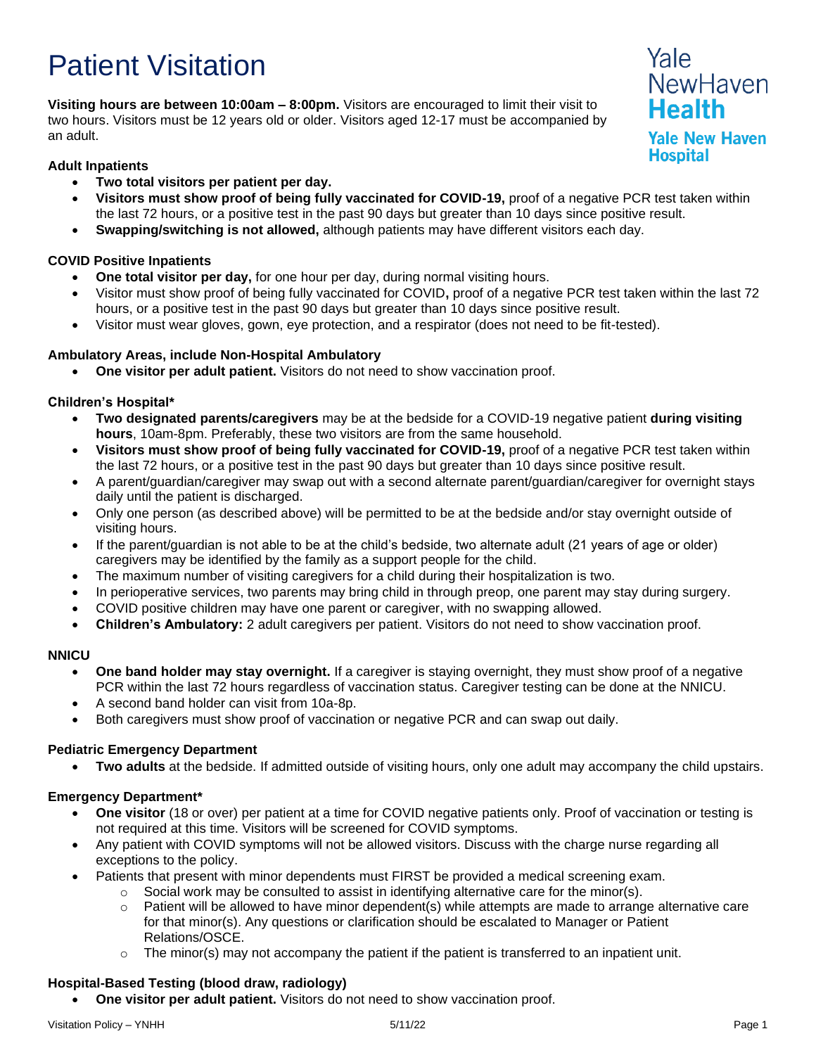# Patient Visitation

**Visiting hours are between 10:00am – 8:00pm.** Visitors are encouraged to limit their visit to two hours. Visitors must be 12 years old or older. Visitors aged 12-17 must be accompanied by an adult.

Yale NewHaven Health

Yale New Haven Hospital

### Adult Inpatients

- **Two total visitors per patient per day.**
- **Visitors must show proof of being fully vaccinated for COVID-19,** proof of a negative PCR test taken within the last 72 hours, or a positive test in the past 90 days but greater than 10 days since positive result.
- **Swapping/switching is not allowed,** although patients may have different visitors each day.

### COVID Positive Inpatients

- **One total visitor per day,** for one hour per day, during normal visiting hours.
- Visitor must show proof of being fully vaccinated for COVID**,** proof of a negative PCR test taken within the last 72 hours, or a positive test in the past 90 days but greater than 10 days since positive result.
- Visitor must wear gloves, gown, eye protection, and a respirator (does not need to be fit-tested).

### Ambulatory Areas, include Non-Hospital Ambulatory

- **One visitor per adult patient.** Visitors do not need to show vaccination proof.

### Children's Hospital*

- **Two designated parents/caregivers** may be at the bedside for a COVID-19 negative patient **during visiting hours**, 10am-8pm. Preferably, these two visitors are from the same household.
- **Visitors must show proof of being fully vaccinated for COVID-19,** proof of a negative PCR test taken within the last 72 hours, or a positive test in the past 90 days but greater than 10 days since positive result.
- A parent/guardian/caregiver may swap out with a second alternate parent/guardian/caregiver for overnight stays daily until the patient is discharged.
- Only one person (as described above) will be permitted to be at the bedside and/or stay overnight outside of visiting hours.
- If the parent/guardian is not able to be at the child's bedside, two alternate adult (21 years of age or older) caregivers may be identified by the family as a support people for the child.
- The maximum number of visiting caregivers for a child during their hospitalization is two.
- In perioperative services, two parents may bring child in through preop, one parent may stay during surgery.
- COVID positive children may have one parent or caregiver, with no swapping allowed.
- **Children's Ambulatory:** 2 adult caregivers per patient. Visitors do not need to show vaccination proof.

### NNICU

- **One band holder may stay overnight.** If a caregiver is staying overnight, they must show proof of a negative PCR within the last 72 hours regardless of vaccination status. Caregiver testing can be done at the NNICU.
- A second band holder can visit from 10a-8p.
- Both caregivers must show proof of vaccination or negative PCR and can swap out daily.

### Pediatric Emergency Department

- **Two adults** at the bedside. If admitted outside of visiting hours, only one adult may accompany the child upstairs.

### Emergency Department*

- **One visitor** (18 or over) per patient at a time for COVID negative patients only. Proof of vaccination or testing is not required at this time. Visitors will be screened for COVID symptoms.
- Any patient with COVID symptoms will not be allowed visitors. Discuss with the charge nurse regarding all exceptions to the policy.
- Patients that present with minor dependents must FIRST be provided a medical screening exam.
  - Social work may be consulted to assist in identifying alternative care for the minor(s).
  - Patient will be allowed to have minor dependent(s) while attempts are made to arrange alternative care for that minor(s). Any questions or clarification should be escalated to Manager or Patient Relations/OSCE.
  - The minor(s) may not accompany the patient if the patient is transferred to an inpatient unit.

### Hospital-Based Testing (blood draw, radiology)

- **One visitor per adult patient.** Visitors do not need to show vaccination proof.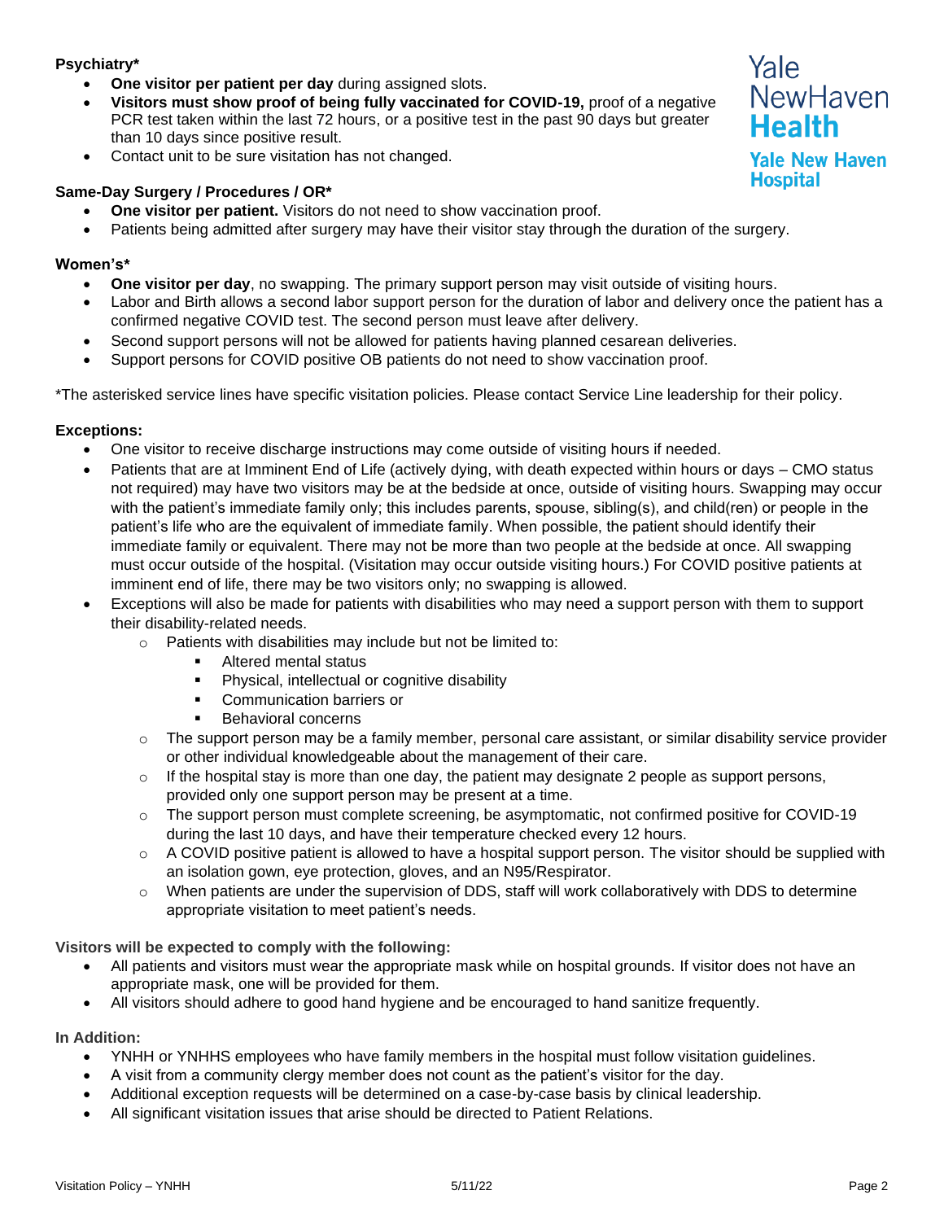**Psychiatry***

- **One visitor per patient per day** during assigned slots.
- **Visitors must show proof of being fully vaccinated for COVID-19,** proof of a negative PCR test taken within the last 72 hours, or a positive test in the past 90 days but greater than 10 days since positive result.
- Contact unit to be sure visitation has not changed.

**Same-Day Surgery / Procedures / OR***

- **One visitor per patient.** Visitors do not need to show vaccination proof.
- Patients being admitted after surgery may have their visitor stay through the duration of the surgery.

**Women's***

- **One visitor per day**, no swapping. The primary support person may visit outside of visiting hours.
- Labor and Birth allows a second labor support person for the duration of labor and delivery once the patient has a confirmed negative COVID test. The second person must leave after delivery.
- Second support persons will not be allowed for patients having planned cesarean deliveries.
- Support persons for COVID positive OB patients do not need to show vaccination proof.

*The asterisked service lines have specific visitation policies. Please contact Service Line leadership for their policy.

**Exceptions:**

- One visitor to receive discharge instructions may come outside of visiting hours if needed.
- Patients that are at Imminent End of Life (actively dying, with death expected within hours or days – CMO status not required) may have two visitors may be at the bedside at once, outside of visiting hours. Swapping may occur with the patient's immediate family only; this includes parents, spouse, sibling(s), and child(ren) or people in the patient's life who are the equivalent of immediate family. When possible, the patient should identify their immediate family or equivalent. There may not be more than two people at the bedside at once. All swapping must occur outside of the hospital. (Visitation may occur outside visiting hours.) For COVID positive patients at imminent end of life, there may be two visitors only; no swapping is allowed.
- Exceptions will also be made for patients with disabilities who may need a support person with them to support their disability-related needs.
  - Patients with disabilities may include but not be limited to:
    - Altered mental status
    - Physical, intellectual or cognitive disability
    - Communication barriers or
    - Behavioral concerns
  - The support person may be a family member, personal care assistant, or similar disability service provider or other individual knowledgeable about the management of their care.
  - If the hospital stay is more than one day, the patient may designate 2 people as support persons, provided only one support person may be present at a time.
  - The support person must complete screening, be asymptomatic, not confirmed positive for COVID-19 during the last 10 days, and have their temperature checked every 12 hours.
  - A COVID positive patient is allowed to have a hospital support person. The visitor should be supplied with an isolation gown, eye protection, gloves, and an N95/Respirator.
  - When patients are under the supervision of DDS, staff will work collaboratively with DDS to determine appropriate visitation to meet patient's needs.

**Visitors will be expected to comply with the following:**

- All patients and visitors must wear the appropriate mask while on hospital grounds. If visitor does not have an appropriate mask, one will be provided for them.
- All visitors should adhere to good hand hygiene and be encouraged to hand sanitize frequently.

**In Addition:**

- YNHH or YNHHS employees who have family members in the hospital must follow visitation guidelines.
- A visit from a community clergy member does not count as the patient's visitor for the day.
- Additional exception requests will be determined on a case-by-case basis by clinical leadership.
- All significant visitation issues that arise should be directed to Patient Relations.